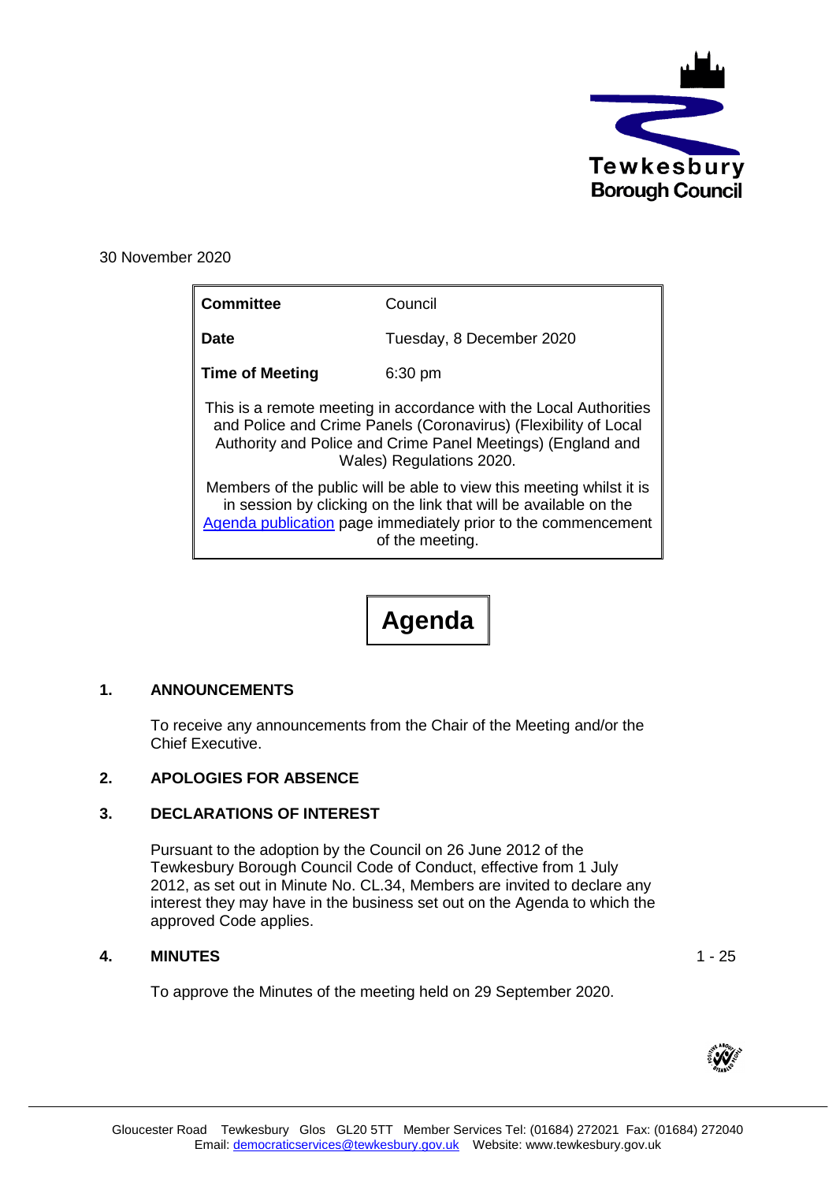Tewkesbury Borough Council

30 November 2020

| **Committee** | Council |
| --- | --- |
| **Date** | Tuesday, 8 December 2020 |
| **Time of Meeting** | 6:30 pm |

This is a remote meeting in accordance with the Local Authorities and Police and Crime Panels (Coronavirus) (Flexibility of Local Authority and Police and Crime Panel Meetings) (England and Wales) Regulations 2020.

Members of the public will be able to view this meeting whilst it is in session by clicking on the link that will be available on the [Agenda publication] page immediately prior to the commencement of the meeting.

# Agenda

## 1. ANNOUNCEMENTS

To receive any announcements from the Chair of the Meeting and/or the Chief Executive.

## 2. APOLOGIES FOR ABSENCE

## 3. DECLARATIONS OF INTEREST

Pursuant to the adoption by the Council on 26 June 2012 of the Tewkesbury Borough Council Code of Conduct, effective from 1 July 2012, as set out in Minute No. CL.34, Members are invited to declare any interest they may have in the business set out on the Agenda to which the approved Code applies.

## 4. MINUTES — 1 - 25

To approve the Minutes of the meeting held on 29 September 2020.

Gloucester Road Tewkesbury Glos GL20 5TT Member Services Tel: (01684) 272021 Fax: (01684) 272040
Email: democraticservices@tewkesbury.gov.uk Website: www.tewkesbury.gov.uk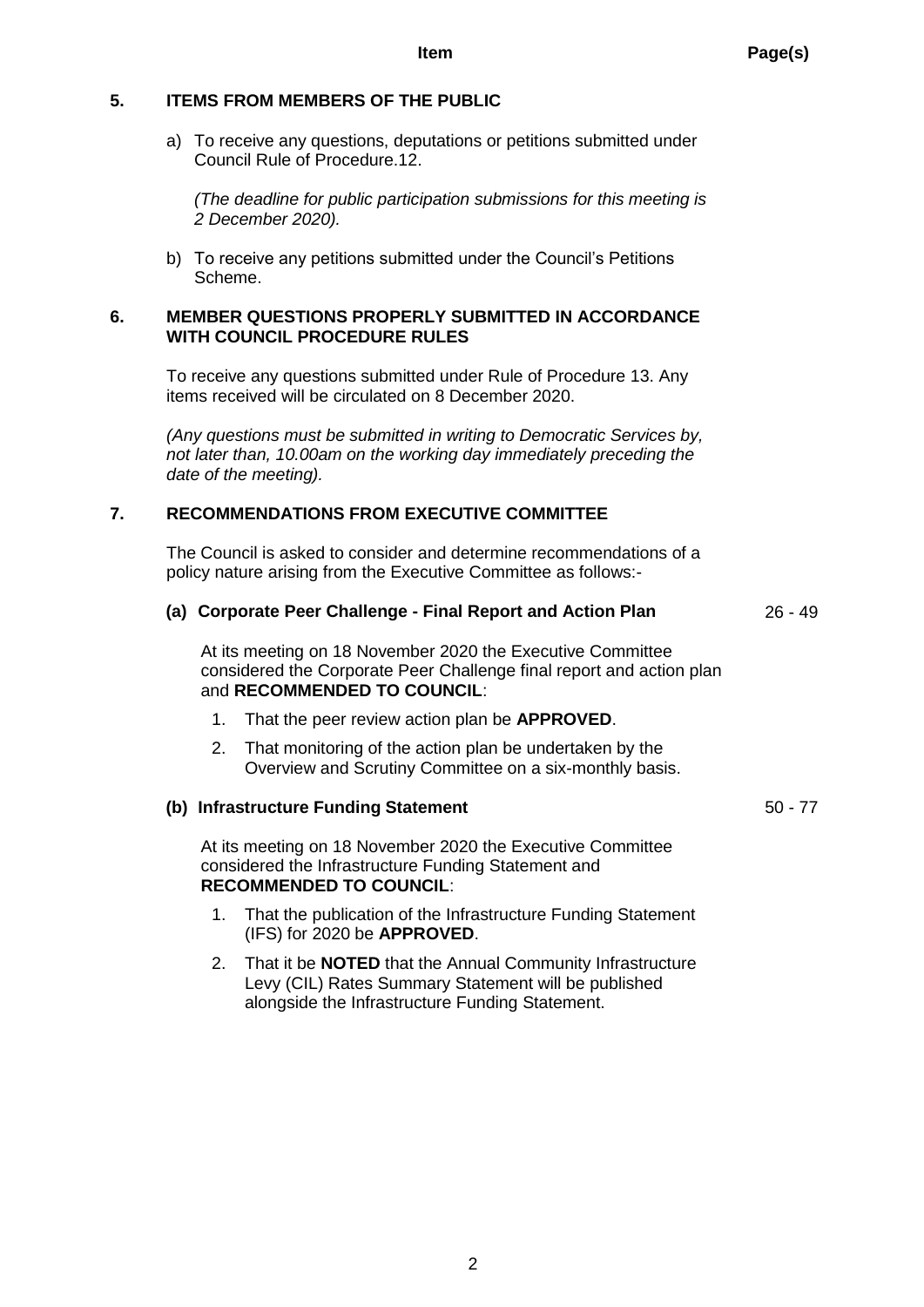| | Item | Page(s) |
|---|---|---|

**5. ITEMS FROM MEMBERS OF THE PUBLIC**

a) To receive any questions, deputations or petitions submitted under Council Rule of Procedure.12.

*(The deadline for public participation submissions for this meeting is 2 December 2020).*

b) To receive any petitions submitted under the Council's Petitions Scheme.

**6. MEMBER QUESTIONS PROPERLY SUBMITTED IN ACCORDANCE WITH COUNCIL PROCEDURE RULES**

To receive any questions submitted under Rule of Procedure 13. Any items received will be circulated on 8 December 2020.

*(Any questions must be submitted in writing to Democratic Services by, not later than, 10.00am on the working day immediately preceding the date of the meeting).*

**7. RECOMMENDATIONS FROM EXECUTIVE COMMITTEE**

The Council is asked to consider and determine recommendations of a policy nature arising from the Executive Committee as follows:-

**(a) Corporate Peer Challenge - Final Report and Action Plan** — 26 - 49

At its meeting on 18 November 2020 the Executive Committee considered the Corporate Peer Challenge final report and action plan and **RECOMMENDED TO COUNCIL**:

1. That the peer review action plan be **APPROVED**.
2. That monitoring of the action plan be undertaken by the Overview and Scrutiny Committee on a six-monthly basis.

**(b) Infrastructure Funding Statement** — 50 - 77

At its meeting on 18 November 2020 the Executive Committee considered the Infrastructure Funding Statement and **RECOMMENDED TO COUNCIL**:

1. That the publication of the Infrastructure Funding Statement (IFS) for 2020 be **APPROVED**.
2. That it be **NOTED** that the Annual Community Infrastructure Levy (CIL) Rates Summary Statement will be published alongside the Infrastructure Funding Statement.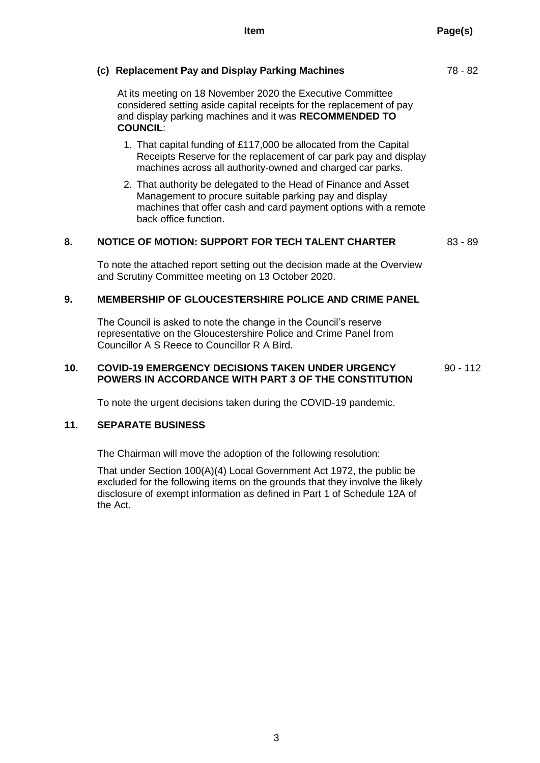| | Item | Page(s) |
|---|---|---|
| | **(c) Replacement Pay and Display Parking Machines** | 78 - 82 |

At its meeting on 18 November 2020 the Executive Committee considered setting aside capital receipts for the replacement of pay and display parking machines and it was **RECOMMENDED TO COUNCIL**:

1. That capital funding of £117,000 be allocated from the Capital Receipts Reserve for the replacement of car park pay and display machines across all authority-owned and charged car parks.
2. That authority be delegated to the Head of Finance and Asset Management to procure suitable parking pay and display machines that offer cash and card payment options with a remote back office function.

| | | |
|---|---|---|
| **8.** | **NOTICE OF MOTION: SUPPORT FOR TECH TALENT CHARTER** | 83 - 89 |

To note the attached report setting out the decision made at the Overview and Scrutiny Committee meeting on 13 October 2020.

**9. MEMBERSHIP OF GLOUCESTERSHIRE POLICE AND CRIME PANEL**

The Council is asked to note the change in the Council's reserve representative on the Gloucestershire Police and Crime Panel from Councillor A S Reece to Councillor R A Bird.

| | | |
|---|---|---|
| **10.** | **COVID-19 EMERGENCY DECISIONS TAKEN UNDER URGENCY POWERS IN ACCORDANCE WITH PART 3 OF THE CONSTITUTION** | 90 - 112 |

To note the urgent decisions taken during the COVID-19 pandemic.

**11. SEPARATE BUSINESS**

The Chairman will move the adoption of the following resolution:

That under Section 100(A)(4) Local Government Act 1972, the public be excluded for the following items on the grounds that they involve the likely disclosure of exempt information as defined in Part 1 of Schedule 12A of the Act.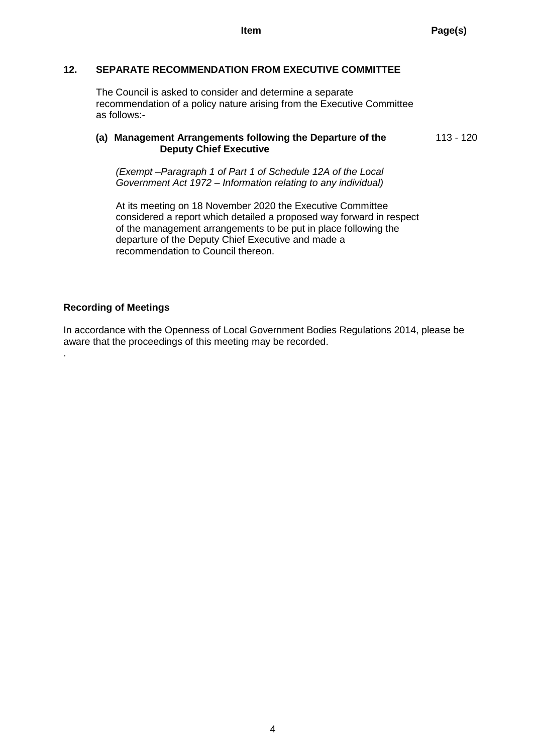| | Item | Page(s) |
|---|---|---|
| **12.** | **SEPARATE RECOMMENDATION FROM EXECUTIVE COMMITTEE** | |

The Council is asked to consider and determine a separate recommendation of a policy nature arising from the Executive Committee as follows:-

**(a) Management Arrangements following the Departure of the Deputy Chief Executive** — 113 - 120

*(Exempt –Paragraph 1 of Part 1 of Schedule 12A of the Local Government Act 1972 – Information relating to any individual)*

At its meeting on 18 November 2020 the Executive Committee considered a report which detailed a proposed way forward in respect of the management arrangements to be put in place following the departure of the Deputy Chief Executive and made a recommendation to Council thereon.

**Recording of Meetings**

In accordance with the Openness of Local Government Bodies Regulations 2014, please be aware that the proceedings of this meeting may be recorded.